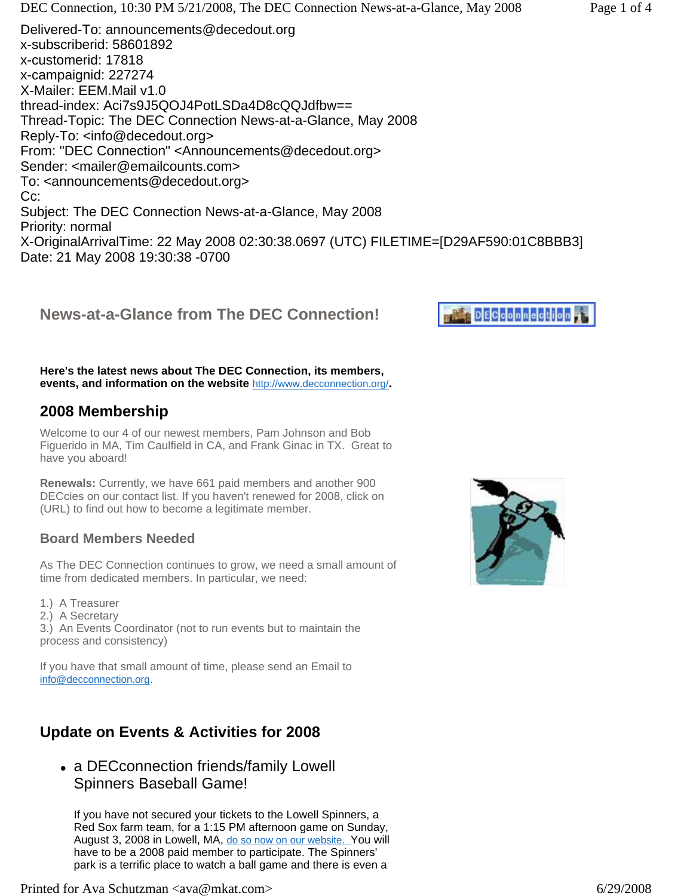Delivered-To: announcements@decedout.org
x-subscriberid: 58601892
x-customerid: 17818
x-campaignid: 227274
X-Mailer: EEM.Mail v1.0
thread-index: Aci7s9J5QOJ4PotLSDa4D8cQQJdfbw==
Thread-Topic: The DEC Connection News-at-a-Glance, May 2008
Reply-To: <info@decedout.org>
From: "DEC Connection" <Announcements@decedout.org>
Sender: <mailer@emailcounts.com>
To: <announcements@decedout.org>
Cc:
Subject: The DEC Connection News-at-a-Glance, May 2008
Priority: normal
X-OriginalArrivalTime: 22 May 2008 02:30:38.0697 (UTC) FILETIME=[D29AF590:01C8BBB3]
Date: 21 May 2008 19:30:38 -0700

## News-at-a-Glance from The DEC Connection!

**Here's the latest news about The DEC Connection, its members, events, and information on the website** http://www.decconnection.org/**.**

## 2008 Membership

Welcome to our 4 of our newest members, Pam Johnson and Bob Figuerido in MA, Tim Caulfield in CA, and Frank Ginac in TX. Great to have you aboard!

**Renewals:** Currently, we have 661 paid members and another 900 DECcies on our contact list. If you haven't renewed for 2008, click on (URL) to find out how to become a legitimate member.

### Board Members Needed

As The DEC Connection continues to grow, we need a small amount of time from dedicated members. In particular, we need:

1.) A Treasurer
2.) A Secretary
3.) An Events Coordinator (not to run events but to maintain the process and consistency)

If you have that small amount of time, please send an Email to info@decconnection.org.

## Update on Events & Activities for 2008

- a DECconnection friends/family Lowell Spinners Baseball Game!

  If you have not secured your tickets to the Lowell Spinners, a Red Sox farm team, for a 1:15 PM afternoon game on Sunday, August 3, 2008 in Lowell, MA, do so now on our website. You will have to be a 2008 paid member to participate. The Spinners' park is a terrific place to watch a ball game and there is even a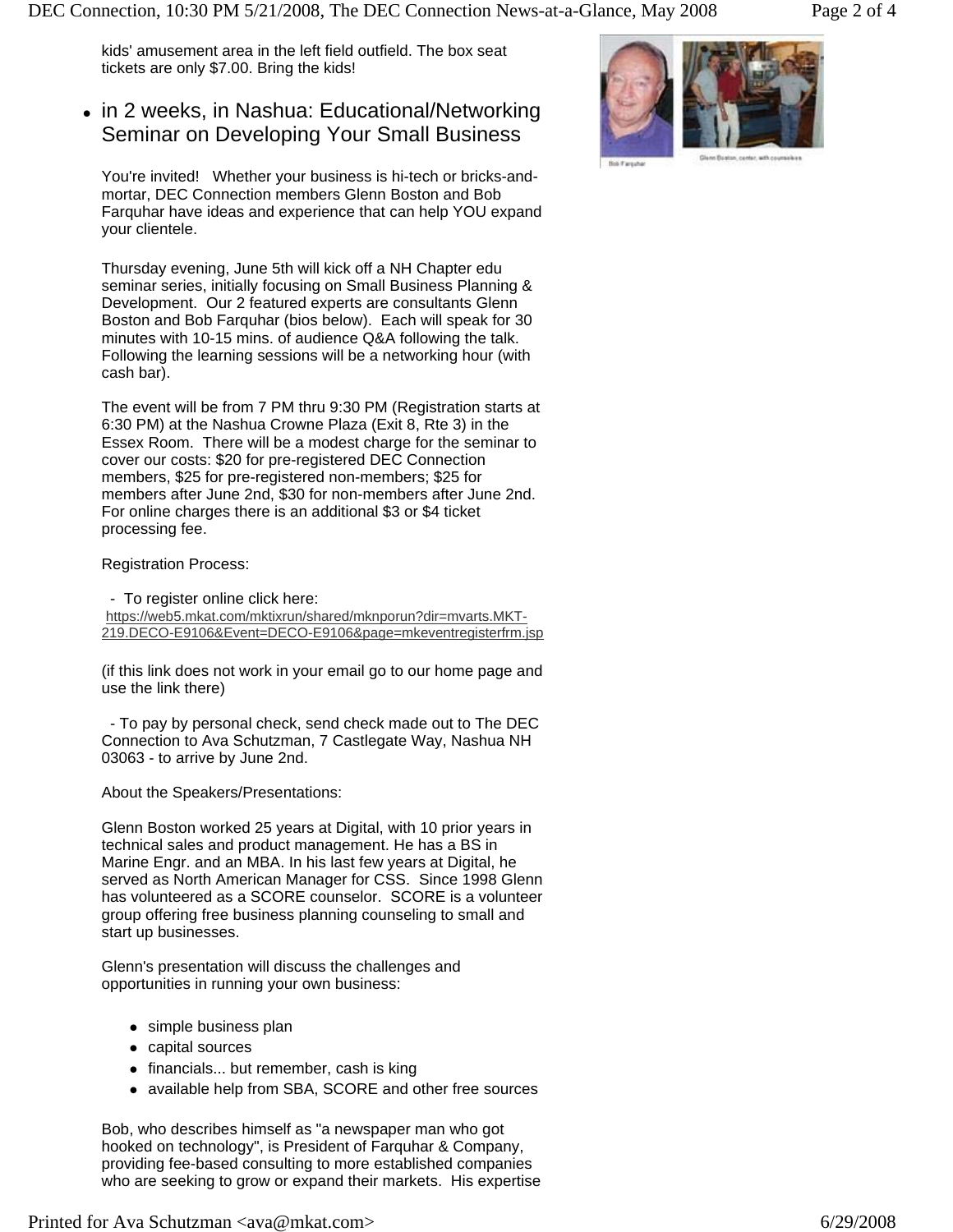kids' amusement area in the left field outfield. The box seat tickets are only $7.00. Bring the kids!

- in 2 weeks, in Nashua: Educational/Networking Seminar on Developing Your Small Business

You're invited! Whether your business is hi-tech or bricks-and-mortar, DEC Connection members Glenn Boston and Bob Farquhar have ideas and experience that can help YOU expand your clientele.

Thursday evening, June 5th will kick off a NH Chapter edu seminar series, initially focusing on Small Business Planning & Development. Our 2 featured experts are consultants Glenn Boston and Bob Farquhar (bios below). Each will speak for 30 minutes with 10-15 mins. of audience Q&A following the talk. Following the learning sessions will be a networking hour (with cash bar).

The event will be from 7 PM thru 9:30 PM (Registration starts at 6:30 PM) at the Nashua Crowne Plaza (Exit 8, Rte 3) in the Essex Room. There will be a modest charge for the seminar to cover our costs: $20 for pre-registered DEC Connection members, $25 for pre-registered non-members; $25 for members after June 2nd, $30 for non-members after June 2nd. For online charges there is an additional $3 or $4 ticket processing fee.

Registration Process:

- To register online click here: https://web5.mkat.com/mktixrun/shared/mknporun?dir=mvarts.MKT-219.DECO-E9106&Event=DECO-E9106&page=mkeventregisterfrm.jsp

(if this link does not work in your email go to our home page and use the link there)

- To pay by personal check, send check made out to The DEC Connection to Ava Schutzman, 7 Castlegate Way, Nashua NH 03063 - to arrive by June 2nd.

About the Speakers/Presentations:

Glenn Boston worked 25 years at Digital, with 10 prior years in technical sales and product management. He has a BS in Marine Engr. and an MBA. In his last few years at Digital, he served as North American Manager for CSS. Since 1998 Glenn has volunteered as a SCORE counselor. SCORE is a volunteer group offering free business planning counseling to small and start up businesses.

Glenn's presentation will discuss the challenges and opportunities in running your own business:

- simple business plan
- capital sources
- financials... but remember, cash is king
- available help from SBA, SCORE and other free sources

Bob, who describes himself as "a newspaper man who got hooked on technology", is President of Farquhar & Company, providing fee-based consulting to more established companies who are seeking to grow or expand their markets. His expertise

Bob Farquhar

Glenn Boston, center, with counselees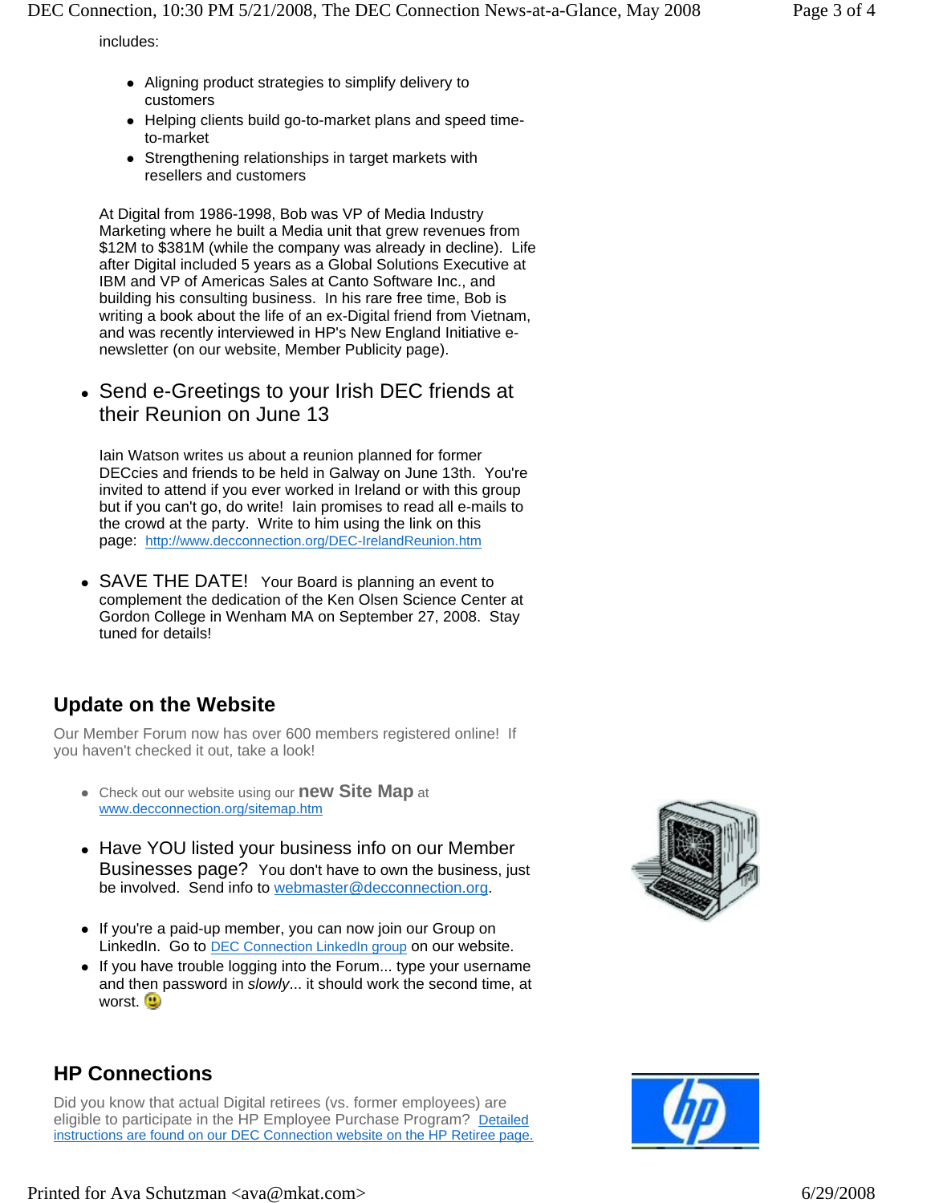includes:

- Aligning product strategies to simplify delivery to customers
- Helping clients build go-to-market plans and speed time-to-market
- Strengthening relationships in target markets with resellers and customers

At Digital from 1986-1998, Bob was VP of Media Industry Marketing where he built a Media unit that grew revenues from $12M to $381M (while the company was already in decline). Life after Digital included 5 years as a Global Solutions Executive at IBM and VP of Americas Sales at Canto Software Inc., and building his consulting business. In his rare free time, Bob is writing a book about the life of an ex-Digital friend from Vietnam, and was recently interviewed in HP's New England Initiative e-newsletter (on our website, Member Publicity page).

- Send e-Greetings to your Irish DEC friends at their Reunion on June 13

  Iain Watson writes us about a reunion planned for former DECcies and friends to be held in Galway on June 13th. You're invited to attend if you ever worked in Ireland or with this group but if you can't go, do write! Iain promises to read all e-mails to the crowd at the party. Write to him using the link on this page: http://www.decconnection.org/DEC-IrelandReunion.htm

- SAVE THE DATE! Your Board is planning an event to complement the dedication of the Ken Olsen Science Center at Gordon College in Wenham MA on September 27, 2008. Stay tuned for details!

## Update on the Website

Our Member Forum now has over 600 members registered online! If you haven't checked it out, take a look!

- Check out our website using our **new Site Map** at www.decconnection.org/sitemap.htm
- Have YOU listed your business info on our Member Businesses page? You don't have to own the business, just be involved. Send info to webmaster@decconnection.org.
- If you're a paid-up member, you can now join our Group on LinkedIn. Go to DEC Connection LinkedIn group on our website.
- If you have trouble logging into the Forum... type your username and then password in *slowly*... it should work the second time, at worst. 🙂

## HP Connections

Did you know that actual Digital retirees (vs. former employees) are eligible to participate in the HP Employee Purchase Program? Detailed instructions are found on our DEC Connection website on the HP Retiree page.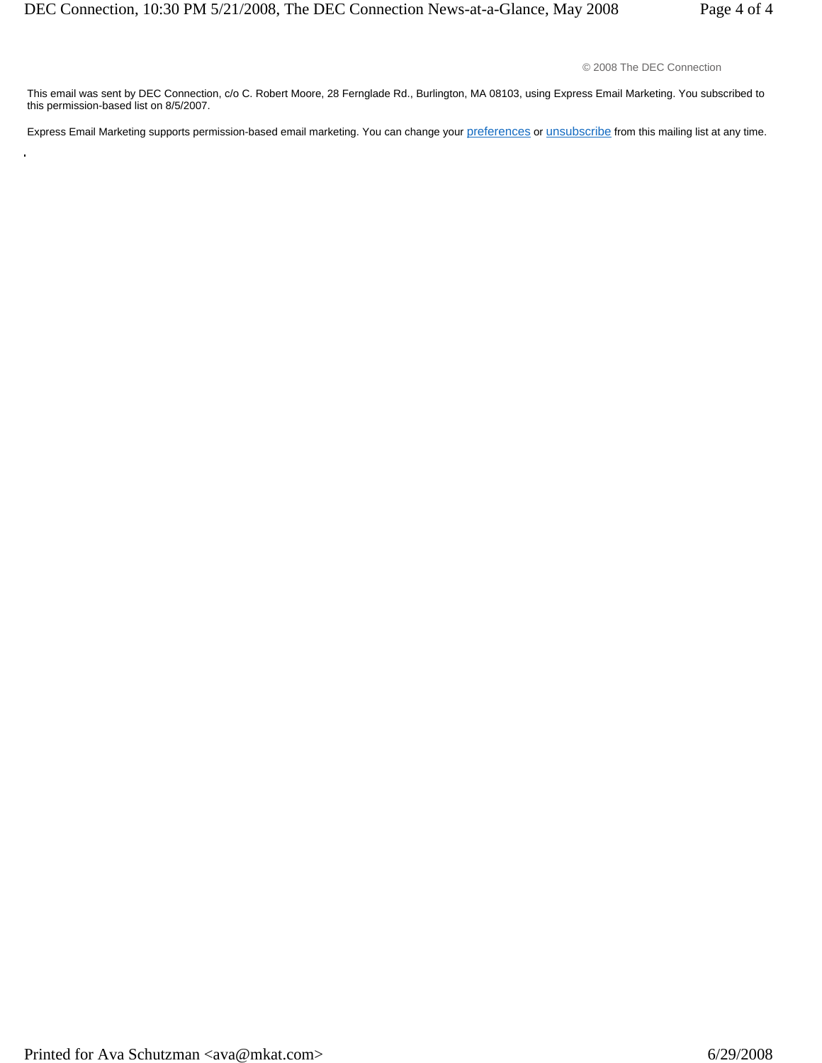© 2008 The DEC Connection

This email was sent by DEC Connection, c/o C. Robert Moore, 28 Fernglade Rd., Burlington, MA 08103, using Express Email Marketing. You subscribed to this permission-based list on 8/5/2007.

Express Email Marketing supports permission-based email marketing. You can change your preferences or unsubscribe from this mailing list at any time.